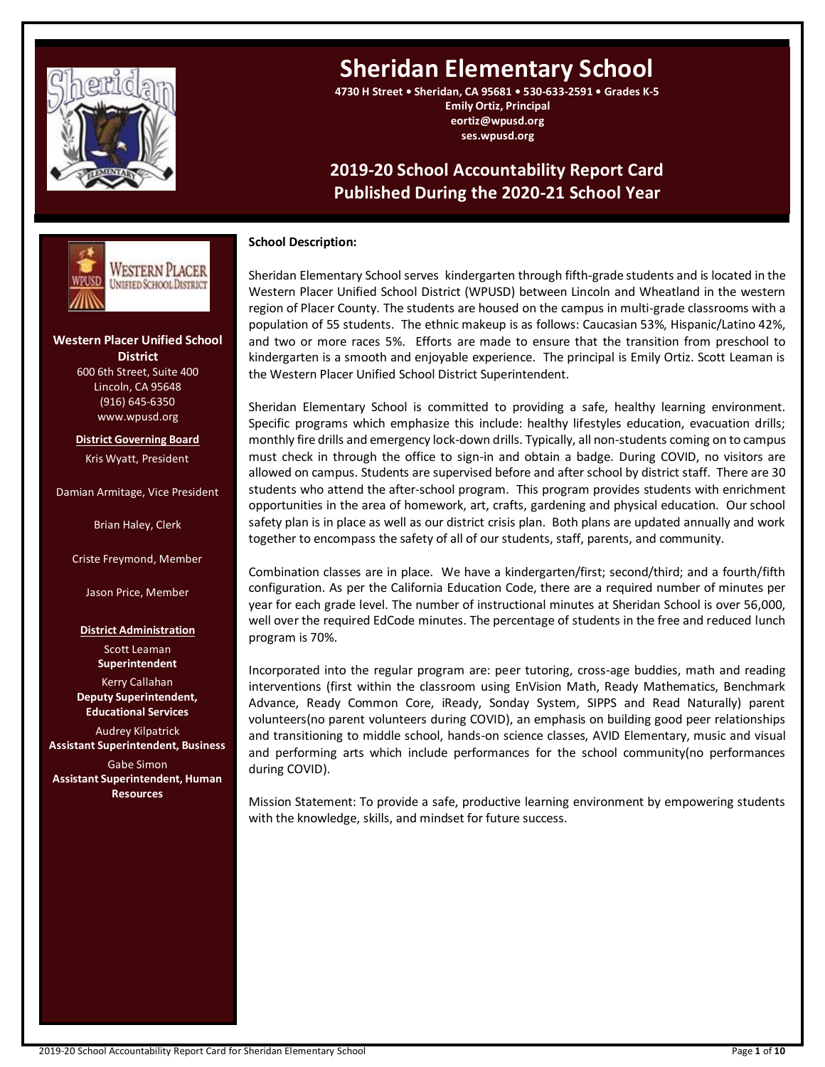# Sheridan Elementary School

**4730 H Street • Sheridan, CA 95681 • 530-633-2591 • Grades K-5**
**Emily Ortiz, Principal**
**eortiz@wpusd.org**
**ses.wpusd.org**

## 2019-20 School Accountability Report Card
## Published During the 2020-21 School Year

**Western Placer Unified School District**
600 6th Street, Suite 400
Lincoln, CA 95648
(916) 645-6350
www.wpusd.org

**District Governing Board**

Kris Wyatt, President

Damian Armitage, Vice President

Brian Haley, Clerk

Criste Freymond, Member

Jason Price, Member

**District Administration**

Scott Leaman
**Superintendent**

Kerry Callahan
**Deputy Superintendent, Educational Services**

Audrey Kilpatrick
**Assistant Superintendent, Business**

Gabe Simon
**Assistant Superintendent, Human Resources**

**School Description:**

Sheridan Elementary School serves kindergarten through fifth-grade students and is located in the Western Placer Unified School District (WPUSD) between Lincoln and Wheatland in the western region of Placer County. The students are housed on the campus in multi-grade classrooms with a population of 55 students. The ethnic makeup is as follows: Caucasian 53%, Hispanic/Latino 42%, and two or more races 5%. Efforts are made to ensure that the transition from preschool to kindergarten is a smooth and enjoyable experience. The principal is Emily Ortiz. Scott Leaman is the Western Placer Unified School District Superintendent.

Sheridan Elementary School is committed to providing a safe, healthy learning environment. Specific programs which emphasize this include: healthy lifestyles education, evacuation drills; monthly fire drills and emergency lock-down drills. Typically, all non-students coming on to campus must check in through the office to sign-in and obtain a badge. During COVID, no visitors are allowed on campus. Students are supervised before and after school by district staff. There are 30 students who attend the after-school program. This program provides students with enrichment opportunities in the area of homework, art, crafts, gardening and physical education. Our school safety plan is in place as well as our district crisis plan. Both plans are updated annually and work together to encompass the safety of all of our students, staff, parents, and community.

Combination classes are in place. We have a kindergarten/first; second/third; and a fourth/fifth configuration. As per the California Education Code, there are a required number of minutes per year for each grade level. The number of instructional minutes at Sheridan School is over 56,000, well over the required EdCode minutes. The percentage of students in the free and reduced lunch program is 70%.

Incorporated into the regular program are: peer tutoring, cross-age buddies, math and reading interventions (first within the classroom using EnVision Math, Ready Mathematics, Benchmark Advance, Ready Common Core, iReady, Sonday System, SIPPS and Read Naturally) parent volunteers(no parent volunteers during COVID), an emphasis on building good peer relationships and transitioning to middle school, hands-on science classes, AVID Elementary, music and visual and performing arts which include performances for the school community(no performances during COVID).

Mission Statement: To provide a safe, productive learning environment by empowering students with the knowledge, skills, and mindset for future success.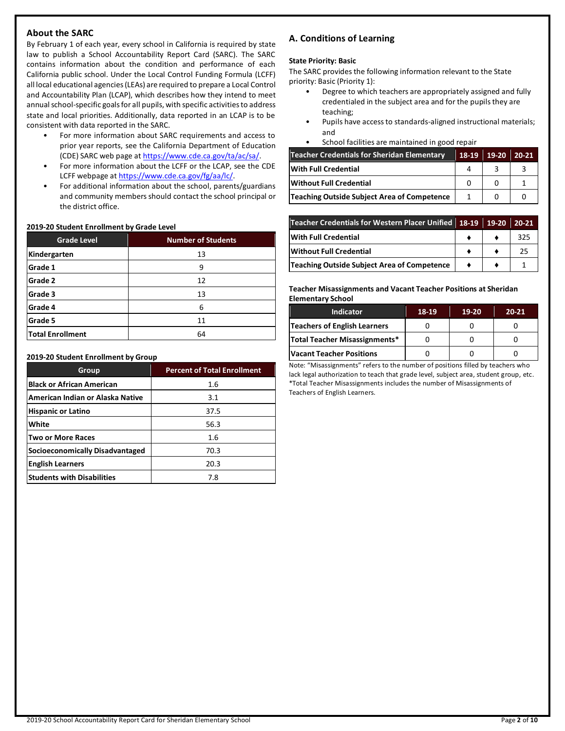## About the SARC

By February 1 of each year, every school in California is required by state law to publish a School Accountability Report Card (SARC). The SARC contains information about the condition and performance of each California public school. Under the Local Control Funding Formula (LCFF) all local educational agencies (LEAs) are required to prepare a Local Control and Accountability Plan (LCAP), which describes how they intend to meet annual school-specific goals for all pupils, with specific activities to address state and local priorities. Additionally, data reported in an LCAP is to be consistent with data reported in the SARC.

- For more information about SARC requirements and access to prior year reports, see the California Department of Education (CDE) SARC web page at https://www.cde.ca.gov/ta/ac/sa/.
- For more information about the LCFF or the LCAP, see the CDE LCFF webpage at https://www.cde.ca.gov/fg/aa/lc/.
- For additional information about the school, parents/guardians and community members should contact the school principal or the district office.

**2019-20 Student Enrollment by Grade Level**

| Grade Level | Number of Students |
|---|---|
| Kindergarten | 13 |
| Grade 1 | 9 |
| Grade 2 | 12 |
| Grade 3 | 13 |
| Grade 4 | 6 |
| Grade 5 | 11 |
| Total Enrollment | 64 |

**2019-20 Student Enrollment by Group**

| Group | Percent of Total Enrollment |
|---|---|
| Black or African American | 1.6 |
| American Indian or Alaska Native | 3.1 |
| Hispanic or Latino | 37.5 |
| White | 56.3 |
| Two or More Races | 1.6 |
| Socioeconomically Disadvantaged | 70.3 |
| English Learners | 20.3 |
| Students with Disabilities | 7.8 |

## A. Conditions of Learning

**State Priority: Basic**

The SARC provides the following information relevant to the State priority: Basic (Priority 1):

- Degree to which teachers are appropriately assigned and fully credentialed in the subject area and for the pupils they are teaching;
- Pupils have access to standards-aligned instructional materials; and
- School facilities are maintained in good repair

| Teacher Credentials for Sheridan Elementary | 18-19 | 19-20 | 20-21 |
|---|---|---|---|
| With Full Credential | 4 | 3 | 3 |
| Without Full Credential | 0 | 0 | 1 |
| Teaching Outside Subject Area of Competence | 1 | 0 | 0 |

| Teacher Credentials for Western Placer Unified | 18-19 | 19-20 | 20-21 |
|---|---|---|---|
| With Full Credential | ♦ | ♦ | 325 |
| Without Full Credential | ♦ | ♦ | 25 |
| Teaching Outside Subject Area of Competence | ♦ | ♦ | 1 |

**Teacher Misassignments and Vacant Teacher Positions at Sheridan Elementary School**

| Indicator | 18-19 | 19-20 | 20-21 |
|---|---|---|---|
| Teachers of English Learners | 0 | 0 | 0 |
| Total Teacher Misassignments* | 0 | 0 | 0 |
| Vacant Teacher Positions | 0 | 0 | 0 |

Note: "Misassignments" refers to the number of positions filled by teachers who lack legal authorization to teach that grade level, subject area, student group, etc.
*Total Teacher Misassignments includes the number of Misassignments of Teachers of English Learners.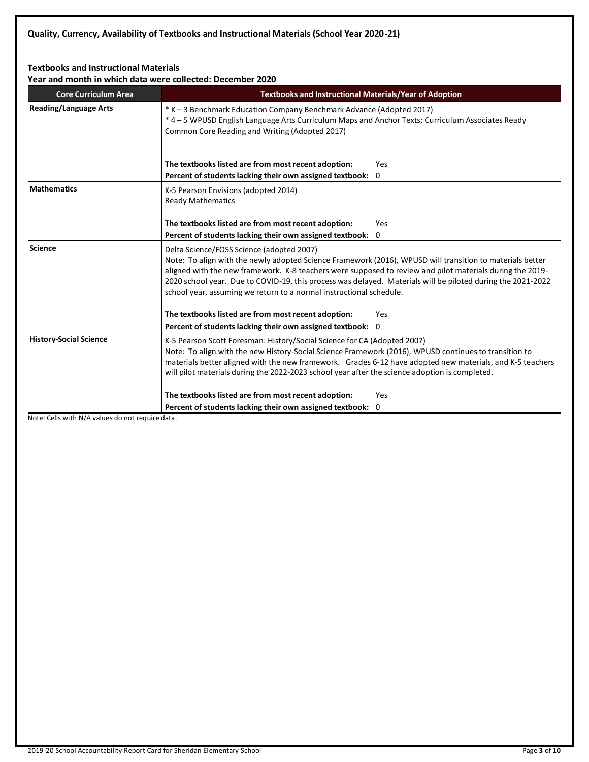## Quality, Currency, Availability of Textbooks and Instructional Materials (School Year 2020-21)

### Textbooks and Instructional Materials

**Year and month in which data were collected: December 2020**

| Core Curriculum Area | Textbooks and Instructional Materials/Year of Adoption |
|---|---|
| **Reading/Language Arts** | * K – 3 Benchmark Education Company Benchmark Advance (Adopted 2017)<br>* 4 – 5 WPUSD English Language Arts Curriculum Maps and Anchor Texts; Curriculum Associates Ready Common Core Reading and Writing (Adopted 2017)<br><br>**The textbooks listed are from most recent adoption:** Yes<br>**Percent of students lacking their own assigned textbook:** 0 |
| **Mathematics** | K-5 Pearson Envisions (adopted 2014)<br>Ready Mathematics<br><br>**The textbooks listed are from most recent adoption:** Yes<br>**Percent of students lacking their own assigned textbook:** 0 |
| **Science** | Delta Science/FOSS Science (adopted 2007)<br>Note: To align with the newly adopted Science Framework (2016), WPUSD will transition to materials better aligned with the new framework. K-8 teachers were supposed to review and pilot materials during the 2019-2020 school year. Due to COVID-19, this process was delayed. Materials will be piloted during the 2021-2022 school year, assuming we return to a normal instructional schedule.<br><br>**The textbooks listed are from most recent adoption:** Yes<br>**Percent of students lacking their own assigned textbook:** 0 |
| **History-Social Science** | K-5 Pearson Scott Foresman: History/Social Science for CA (Adopted 2007)<br>Note: To align with the new History-Social Science Framework (2016), WPUSD continues to transition to materials better aligned with the new framework. Grades 6-12 have adopted new materials, and K-5 teachers will pilot materials during the 2022-2023 school year after the science adoption is completed.<br><br>**The textbooks listed are from most recent adoption:** Yes<br>**Percent of students lacking their own assigned textbook:** 0 |

Note: Cells with N/A values do not require data.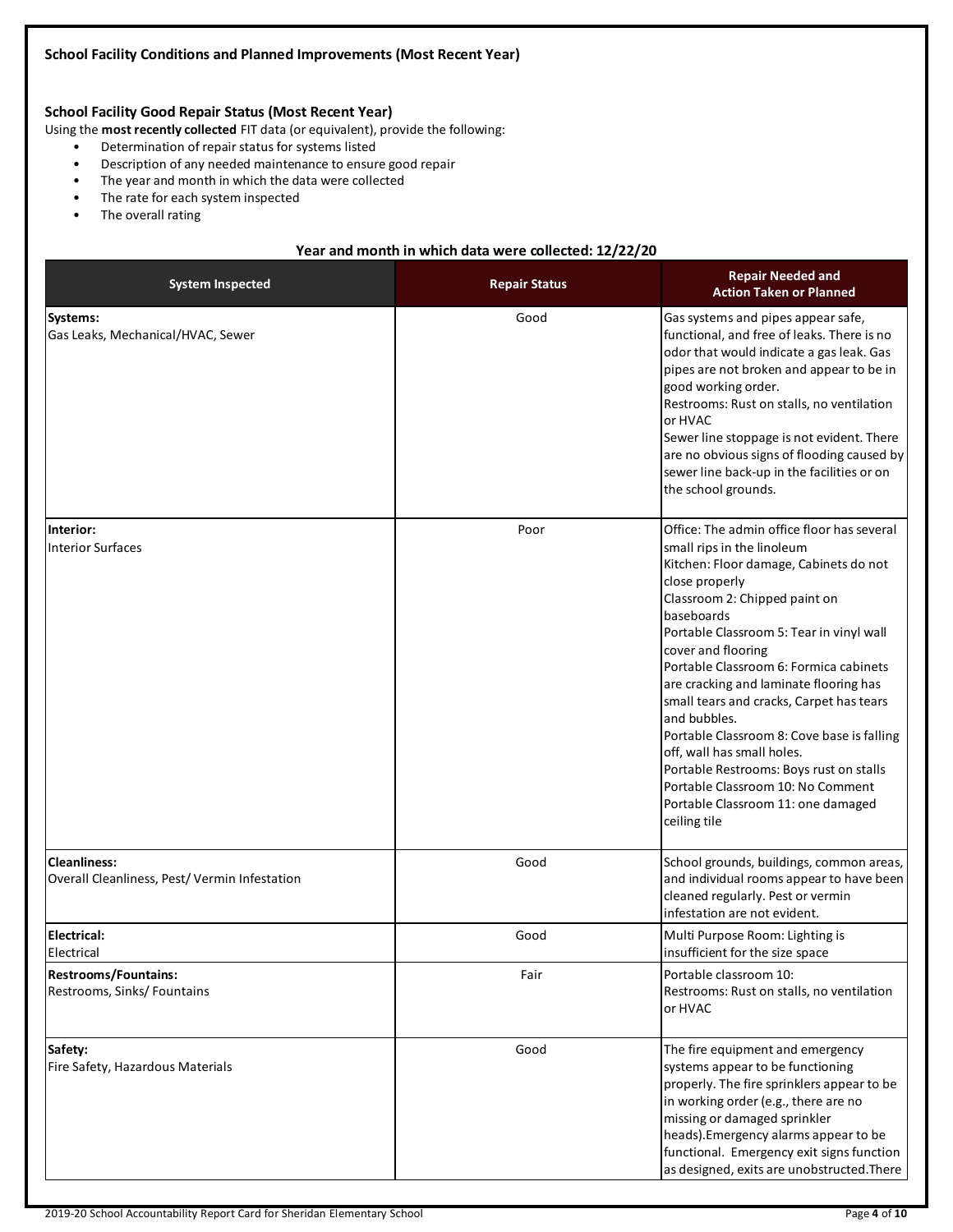### School Facility Conditions and Planned Improvements (Most Recent Year)

### School Facility Good Repair Status (Most Recent Year)

Using the **most recently collected** FIT data (or equivalent), provide the following:

- Determination of repair status for systems listed
- Description of any needed maintenance to ensure good repair
- The year and month in which the data were collected
- The rate for each system inspected
- The overall rating

**Year and month in which data were collected: 12/22/20**

| System Inspected | Repair Status | Repair Needed and Action Taken or Planned |
|---|---|---|
| **Systems:** Gas Leaks, Mechanical/HVAC, Sewer | Good | Gas systems and pipes appear safe, functional, and free of leaks. There is no odor that would indicate a gas leak. Gas pipes are not broken and appear to be in good working order. Restrooms: Rust on stalls, no ventilation or HVAC Sewer line stoppage is not evident. There are no obvious signs of flooding caused by sewer line back-up in the facilities or on the school grounds. |
| **Interior:** Interior Surfaces | Poor | Office: The admin office floor has several small rips in the linoleum Kitchen: Floor damage, Cabinets do not close properly Classroom 2: Chipped paint on baseboards Portable Classroom 5: Tear in vinyl wall cover and flooring Portable Classroom 6: Formica cabinets are cracking and laminate flooring has small tears and cracks, Carpet has tears and bubbles. Portable Classroom 8: Cove base is falling off, wall has small holes. Portable Restrooms: Boys rust on stalls Portable Classroom 10: No Comment Portable Classroom 11: one damaged ceiling tile |
| **Cleanliness:** Overall Cleanliness, Pest/ Vermin Infestation | Good | School grounds, buildings, common areas, and individual rooms appear to have been cleaned regularly. Pest or vermin infestation are not evident. |
| **Electrical:** Electrical | Good | Multi Purpose Room: Lighting is insufficient for the size space |
| **Restrooms/Fountains:** Restrooms, Sinks/ Fountains | Fair | Portable classroom 10: Restrooms: Rust on stalls, no ventilation or HVAC |
| **Safety:** Fire Safety, Hazardous Materials | Good | The fire equipment and emergency systems appear to be functioning properly. The fire sprinklers appear to be in working order (e.g., there are no missing or damaged sprinkler heads).Emergency alarms appear to be functional. Emergency exit signs function as designed, exits are unobstructed.There |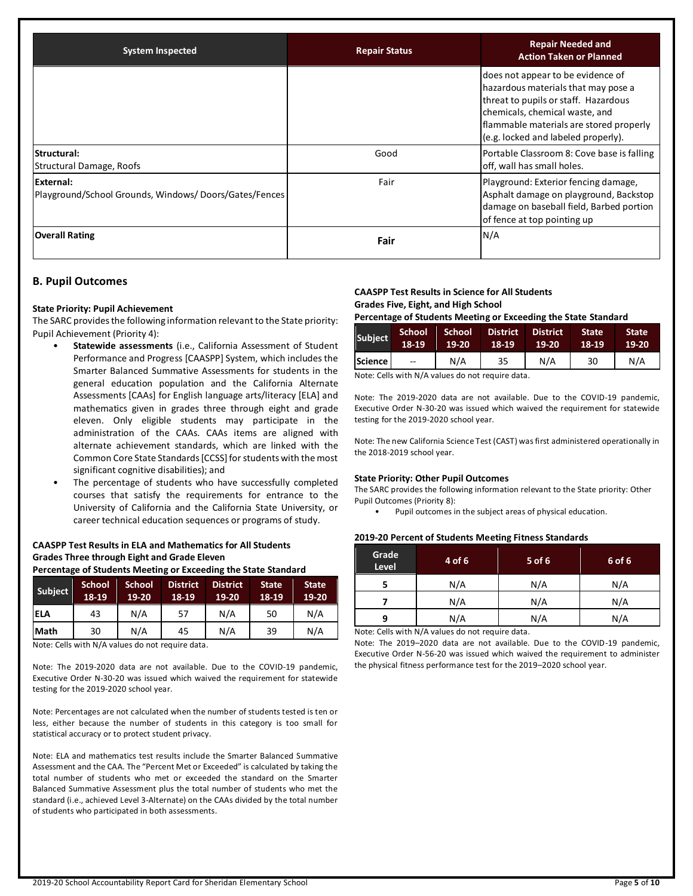| System Inspected | Repair Status | Repair Needed and Action Taken or Planned |
|---|---|---|
| | | does not appear to be evidence of hazardous materials that may pose a threat to pupils or staff. Hazardous chemicals, chemical waste, and flammable materials are stored properly (e.g. locked and labeled properly). |
| **Structural:** Structural Damage, Roofs | Good | Portable Classroom 8: Cove base is falling off, wall has small holes. |
| **External:** Playground/School Grounds, Windows/ Doors/Gates/Fences | Fair | Playground: Exterior fencing damage, Asphalt damage on playground, Backstop damage on baseball field, Barbed portion of fence at top pointing up |
| **Overall Rating** | **Fair** | N/A |

## B. Pupil Outcomes

### State Priority: Pupil Achievement

The SARC provides the following information relevant to the State priority: Pupil Achievement (Priority 4):

- **Statewide assessments** (i.e., California Assessment of Student Performance and Progress [CAASPP] System, which includes the Smarter Balanced Summative Assessments for students in the general education population and the California Alternate Assessments [CAAs] for English language arts/literacy [ELA] and mathematics given in grades three through eight and grade eleven. Only eligible students may participate in the administration of the CAAs. CAAs items are aligned with alternate achievement standards, which are linked with the Common Core State Standards [CCSS] for students with the most significant cognitive disabilities); and
- The percentage of students who have successfully completed courses that satisfy the requirements for entrance to the University of California and the California State University, or career technical education sequences or programs of study.

**CAASPP Test Results in ELA and Mathematics for All Students Grades Three through Eight and Grade Eleven Percentage of Students Meeting or Exceeding the State Standard**

| Subject | School 18-19 | School 19-20 | District 18-19 | District 19-20 | State 18-19 | State 19-20 |
|---|---|---|---|---|---|---|
| ELA | 43 | N/A | 57 | N/A | 50 | N/A |
| Math | 30 | N/A | 45 | N/A | 39 | N/A |

Note: Cells with N/A values do not require data.

Note: The 2019-2020 data are not available. Due to the COVID-19 pandemic, Executive Order N-30-20 was issued which waived the requirement for statewide testing for the 2019-2020 school year.

Note: Percentages are not calculated when the number of students tested is ten or less, either because the number of students in this category is too small for statistical accuracy or to protect student privacy.

Note: ELA and mathematics test results include the Smarter Balanced Summative Assessment and the CAA. The "Percent Met or Exceeded" is calculated by taking the total number of students who met or exceeded the standard on the Smarter Balanced Summative Assessment plus the total number of students who met the standard (i.e., achieved Level 3-Alternate) on the CAAs divided by the total number of students who participated in both assessments.

**CAASPP Test Results in Science for All Students Grades Five, Eight, and High School Percentage of Students Meeting or Exceeding the State Standard**

| Subject | School 18-19 | School 19-20 | District 18-19 | District 19-20 | State 18-19 | State 19-20 |
|---|---|---|---|---|---|---|
| Science | -- | N/A | 35 | N/A | 30 | N/A |

Note: Cells with N/A values do not require data.

Note: The 2019-2020 data are not available. Due to the COVID-19 pandemic, Executive Order N-30-20 was issued which waived the requirement for statewide testing for the 2019-2020 school year.

Note: The new California Science Test (CAST) was first administered operationally in the 2018-2019 school year.

### State Priority: Other Pupil Outcomes

The SARC provides the following information relevant to the State priority: Other Pupil Outcomes (Priority 8):

- Pupil outcomes in the subject areas of physical education.

**2019-20 Percent of Students Meeting Fitness Standards**

| Grade Level | 4 of 6 | 5 of 6 | 6 of 6 |
|---|---|---|---|
| 5 | N/A | N/A | N/A |
| 7 | N/A | N/A | N/A |
| 9 | N/A | N/A | N/A |

Note: Cells with N/A values do not require data.

Note: The 2019–2020 data are not available. Due to the COVID-19 pandemic, Executive Order N-56-20 was issued which waived the requirement to administer the physical fitness performance test for the 2019–2020 school year.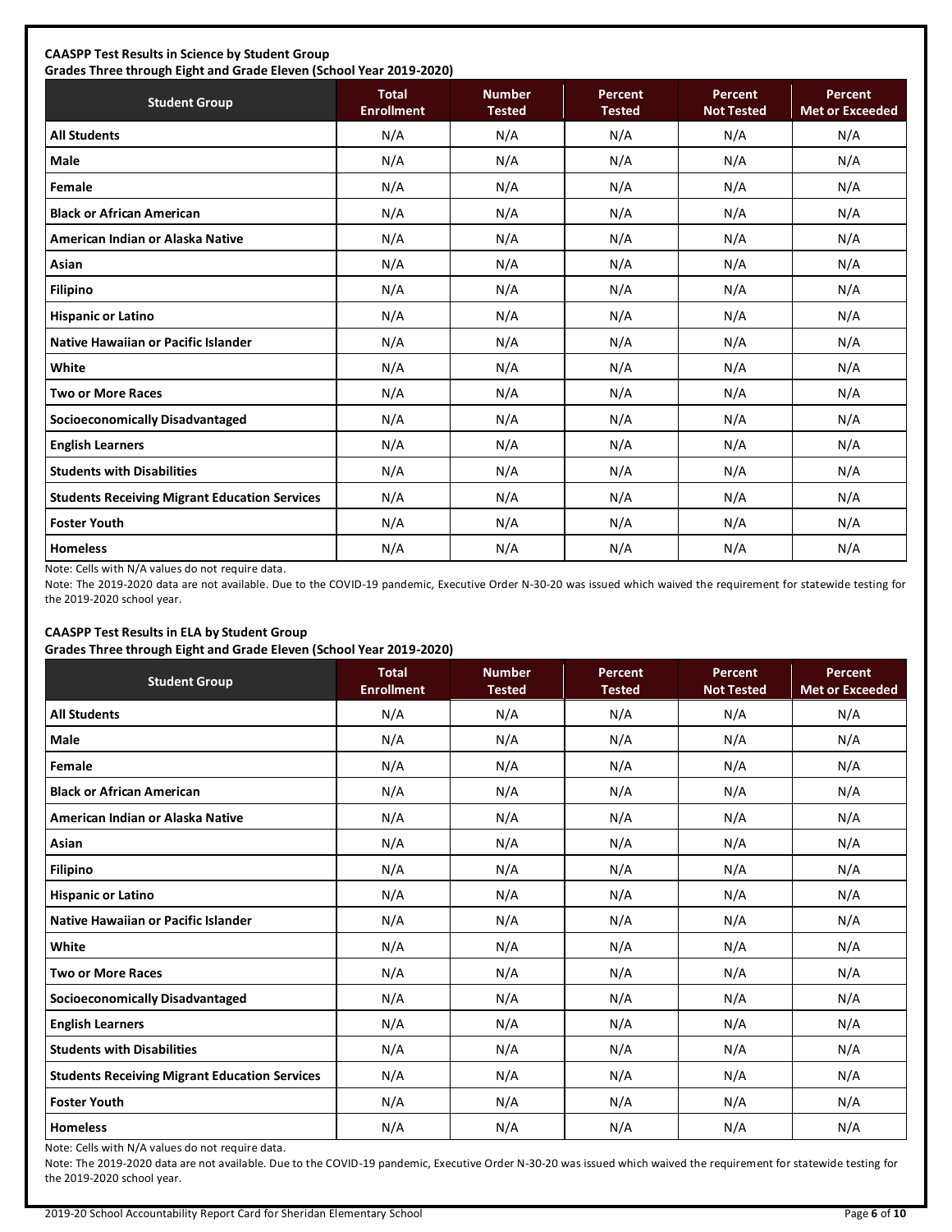**CAASPP Test Results in Science by Student Group**
**Grades Three through Eight and Grade Eleven (School Year 2019-2020)**

| Student Group | Total Enrollment | Number Tested | Percent Tested | Percent Not Tested | Percent Met or Exceeded |
|---|---|---|---|---|---|
| **All Students** | N/A | N/A | N/A | N/A | N/A |
| **Male** | N/A | N/A | N/A | N/A | N/A |
| **Female** | N/A | N/A | N/A | N/A | N/A |
| **Black or African American** | N/A | N/A | N/A | N/A | N/A |
| **American Indian or Alaska Native** | N/A | N/A | N/A | N/A | N/A |
| **Asian** | N/A | N/A | N/A | N/A | N/A |
| **Filipino** | N/A | N/A | N/A | N/A | N/A |
| **Hispanic or Latino** | N/A | N/A | N/A | N/A | N/A |
| **Native Hawaiian or Pacific Islander** | N/A | N/A | N/A | N/A | N/A |
| **White** | N/A | N/A | N/A | N/A | N/A |
| **Two or More Races** | N/A | N/A | N/A | N/A | N/A |
| **Socioeconomically Disadvantaged** | N/A | N/A | N/A | N/A | N/A |
| **English Learners** | N/A | N/A | N/A | N/A | N/A |
| **Students with Disabilities** | N/A | N/A | N/A | N/A | N/A |
| **Students Receiving Migrant Education Services** | N/A | N/A | N/A | N/A | N/A |
| **Foster Youth** | N/A | N/A | N/A | N/A | N/A |
| **Homeless** | N/A | N/A | N/A | N/A | N/A |

Note: Cells with N/A values do not require data.

Note: The 2019-2020 data are not available. Due to the COVID-19 pandemic, Executive Order N-30-20 was issued which waived the requirement for statewide testing for the 2019-2020 school year.

**CAASPP Test Results in ELA by Student Group**
**Grades Three through Eight and Grade Eleven (School Year 2019-2020)**

| Student Group | Total Enrollment | Number Tested | Percent Tested | Percent Not Tested | Percent Met or Exceeded |
|---|---|---|---|---|---|
| **All Students** | N/A | N/A | N/A | N/A | N/A |
| **Male** | N/A | N/A | N/A | N/A | N/A |
| **Female** | N/A | N/A | N/A | N/A | N/A |
| **Black or African American** | N/A | N/A | N/A | N/A | N/A |
| **American Indian or Alaska Native** | N/A | N/A | N/A | N/A | N/A |
| **Asian** | N/A | N/A | N/A | N/A | N/A |
| **Filipino** | N/A | N/A | N/A | N/A | N/A |
| **Hispanic or Latino** | N/A | N/A | N/A | N/A | N/A |
| **Native Hawaiian or Pacific Islander** | N/A | N/A | N/A | N/A | N/A |
| **White** | N/A | N/A | N/A | N/A | N/A |
| **Two or More Races** | N/A | N/A | N/A | N/A | N/A |
| **Socioeconomically Disadvantaged** | N/A | N/A | N/A | N/A | N/A |
| **English Learners** | N/A | N/A | N/A | N/A | N/A |
| **Students with Disabilities** | N/A | N/A | N/A | N/A | N/A |
| **Students Receiving Migrant Education Services** | N/A | N/A | N/A | N/A | N/A |
| **Foster Youth** | N/A | N/A | N/A | N/A | N/A |
| **Homeless** | N/A | N/A | N/A | N/A | N/A |

Note: Cells with N/A values do not require data.

Note: The 2019-2020 data are not available. Due to the COVID-19 pandemic, Executive Order N-30-20 was issued which waived the requirement for statewide testing for the 2019-2020 school year.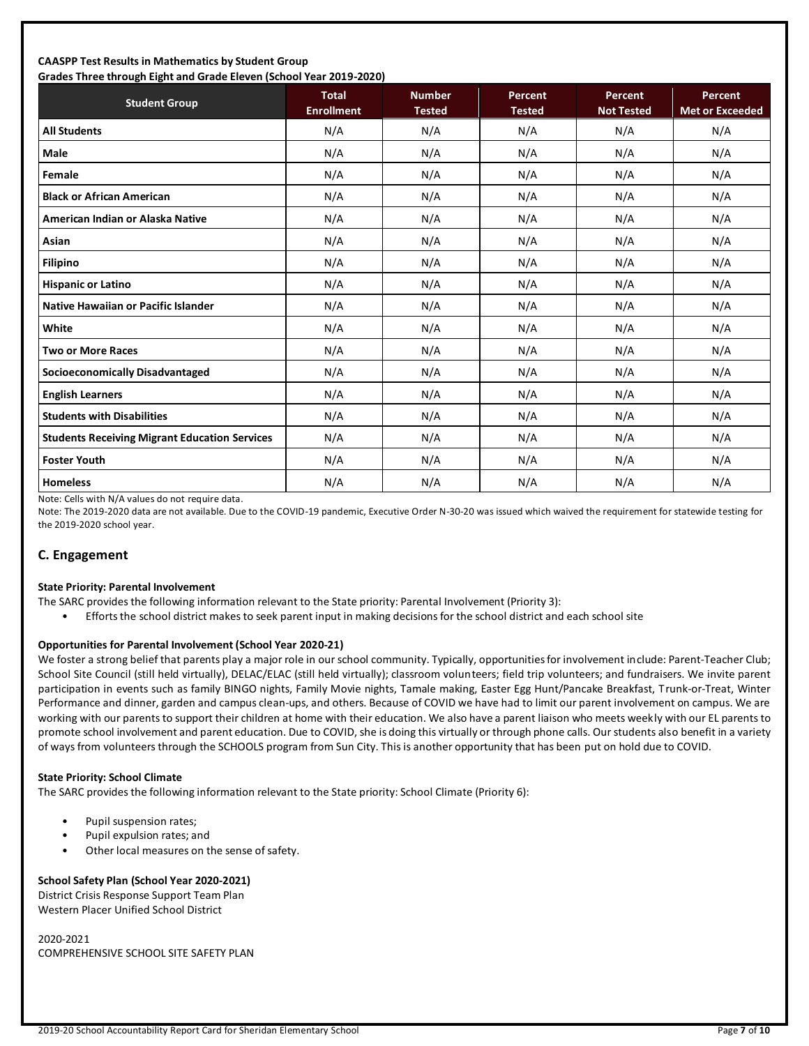**CAASPP Test Results in Mathematics by Student Group**
**Grades Three through Eight and Grade Eleven (School Year 2019-2020)**

| Student Group | Total Enrollment | Number Tested | Percent Tested | Percent Not Tested | Percent Met or Exceeded |
|---|---|---|---|---|---|
| **All Students** | N/A | N/A | N/A | N/A | N/A |
| **Male** | N/A | N/A | N/A | N/A | N/A |
| **Female** | N/A | N/A | N/A | N/A | N/A |
| **Black or African American** | N/A | N/A | N/A | N/A | N/A |
| **American Indian or Alaska Native** | N/A | N/A | N/A | N/A | N/A |
| **Asian** | N/A | N/A | N/A | N/A | N/A |
| **Filipino** | N/A | N/A | N/A | N/A | N/A |
| **Hispanic or Latino** | N/A | N/A | N/A | N/A | N/A |
| **Native Hawaiian or Pacific Islander** | N/A | N/A | N/A | N/A | N/A |
| **White** | N/A | N/A | N/A | N/A | N/A |
| **Two or More Races** | N/A | N/A | N/A | N/A | N/A |
| **Socioeconomically Disadvantaged** | N/A | N/A | N/A | N/A | N/A |
| **English Learners** | N/A | N/A | N/A | N/A | N/A |
| **Students with Disabilities** | N/A | N/A | N/A | N/A | N/A |
| **Students Receiving Migrant Education Services** | N/A | N/A | N/A | N/A | N/A |
| **Foster Youth** | N/A | N/A | N/A | N/A | N/A |
| **Homeless** | N/A | N/A | N/A | N/A | N/A |

Note: Cells with N/A values do not require data.

Note: The 2019-2020 data are not available. Due to the COVID-19 pandemic, Executive Order N-30-20 was issued which waived the requirement for statewide testing for the 2019-2020 school year.

## C. Engagement

**State Priority: Parental Involvement**

The SARC provides the following information relevant to the State priority: Parental Involvement (Priority 3):

- Efforts the school district makes to seek parent input in making decisions for the school district and each school site

**Opportunities for Parental Involvement (School Year 2020-21)**

We foster a strong belief that parents play a major role in our school community. Typically, opportunities for involvement include: Parent-Teacher Club; School Site Council (still held virtually), DELAC/ELAC (still held virtually); classroom volunteers; field trip volunteers; and fundraisers. We invite parent participation in events such as family BINGO nights, Family Movie nights, Tamale making, Easter Egg Hunt/Pancake Breakfast, Trunk-or-Treat, Winter Performance and dinner, garden and campus clean-ups, and others. Because of COVID we have had to limit our parent involvement on campus. We are working with our parents to support their children at home with their education. We also have a parent liaison who meets weekly with our EL parents to promote school involvement and parent education. Due to COVID, she is doing this virtually or through phone calls. Our students also benefit in a variety of ways from volunteers through the SCHOOLS program from Sun City. This is another opportunity that has been put on hold due to COVID.

**State Priority: School Climate**

The SARC provides the following information relevant to the State priority: School Climate (Priority 6):

- Pupil suspension rates;
- Pupil expulsion rates; and
- Other local measures on the sense of safety.

**School Safety Plan (School Year 2020-2021)**

District Crisis Response Support Team Plan
Western Placer Unified School District

2020-2021
COMPREHENSIVE SCHOOL SITE SAFETY PLAN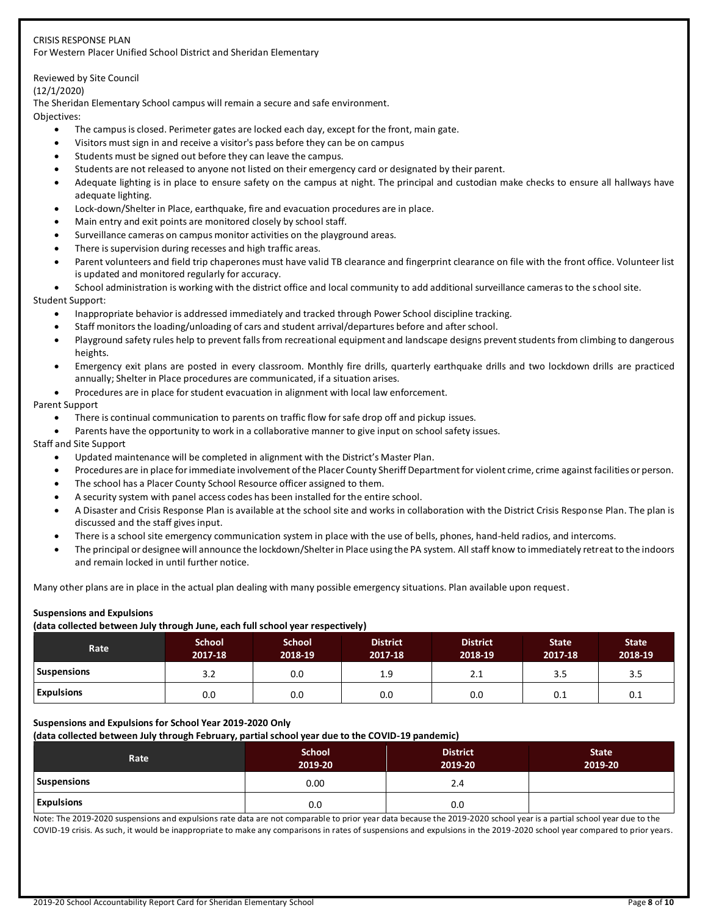CRISIS RESPONSE PLAN
For Western Placer Unified School District and Sheridan Elementary

Reviewed by Site Council
(12/1/2020)
The Sheridan Elementary School campus will remain a secure and safe environment.
Objectives:

- The campus is closed. Perimeter gates are locked each day, except for the front, main gate.
- Visitors must sign in and receive a visitor's pass before they can be on campus
- Students must be signed out before they can leave the campus.
- Students are not released to anyone not listed on their emergency card or designated by their parent.
- Adequate lighting is in place to ensure safety on the campus at night. The principal and custodian make checks to ensure all hallways have adequate lighting.
- Lock-down/Shelter in Place, earthquake, fire and evacuation procedures are in place.
- Main entry and exit points are monitored closely by school staff.
- Surveillance cameras on campus monitor activities on the playground areas.
- There is supervision during recesses and high traffic areas.
- Parent volunteers and field trip chaperones must have valid TB clearance and fingerprint clearance on file with the front office. Volunteer list is updated and monitored regularly for accuracy.
- School administration is working with the district office and local community to add additional surveillance cameras to the school site.

Student Support:

- Inappropriate behavior is addressed immediately and tracked through Power School discipline tracking.
- Staff monitors the loading/unloading of cars and student arrival/departures before and after school.
- Playground safety rules help to prevent falls from recreational equipment and landscape designs prevent students from climbing to dangerous heights.
- Emergency exit plans are posted in every classroom. Monthly fire drills, quarterly earthquake drills and two lockdown drills are practiced annually; Shelter in Place procedures are communicated, if a situation arises.
- Procedures are in place for student evacuation in alignment with local law enforcement.

Parent Support

- There is continual communication to parents on traffic flow for safe drop off and pickup issues.
- Parents have the opportunity to work in a collaborative manner to give input on school safety issues.

Staff and Site Support

- Updated maintenance will be completed in alignment with the District's Master Plan.
- Procedures are in place for immediate involvement of the Placer County Sheriff Department for violent crime, crime against facilities or person.
- The school has a Placer County School Resource officer assigned to them.
- A security system with panel access codes has been installed for the entire school.
- A Disaster and Crisis Response Plan is available at the school site and works in collaboration with the District Crisis Response Plan. The plan is discussed and the staff gives input.
- There is a school site emergency communication system in place with the use of bells, phones, hand-held radios, and intercoms.
- The principal or designee will announce the lockdown/Shelter in Place using the PA system. All staff know to immediately retreat to the indoors and remain locked in until further notice.

Many other plans are in place in the actual plan dealing with many possible emergency situations. Plan available upon request.

**Suspensions and Expulsions**
**(data collected between July through June, each full school year respectively)**

| Rate | School 2017-18 | School 2018-19 | District 2017-18 | District 2018-19 | State 2017-18 | State 2018-19 |
|---|---|---|---|---|---|---|
| Suspensions | 3.2 | 0.0 | 1.9 | 2.1 | 3.5 | 3.5 |
| Expulsions | 0.0 | 0.0 | 0.0 | 0.0 | 0.1 | 0.1 |

**Suspensions and Expulsions for School Year 2019-2020 Only**
**(data collected between July through February, partial school year due to the COVID-19 pandemic)**

| Rate | School 2019-20 | District 2019-20 | State 2019-20 |
|---|---|---|---|
| Suspensions | 0.00 | 2.4 | |
| Expulsions | 0.0 | 0.0 | |

Note: The 2019-2020 suspensions and expulsions rate data are not comparable to prior year data because the 2019-2020 school year is a partial school year due to the COVID-19 crisis. As such, it would be inappropriate to make any comparisons in rates of suspensions and expulsions in the 2019-2020 school year compared to prior years.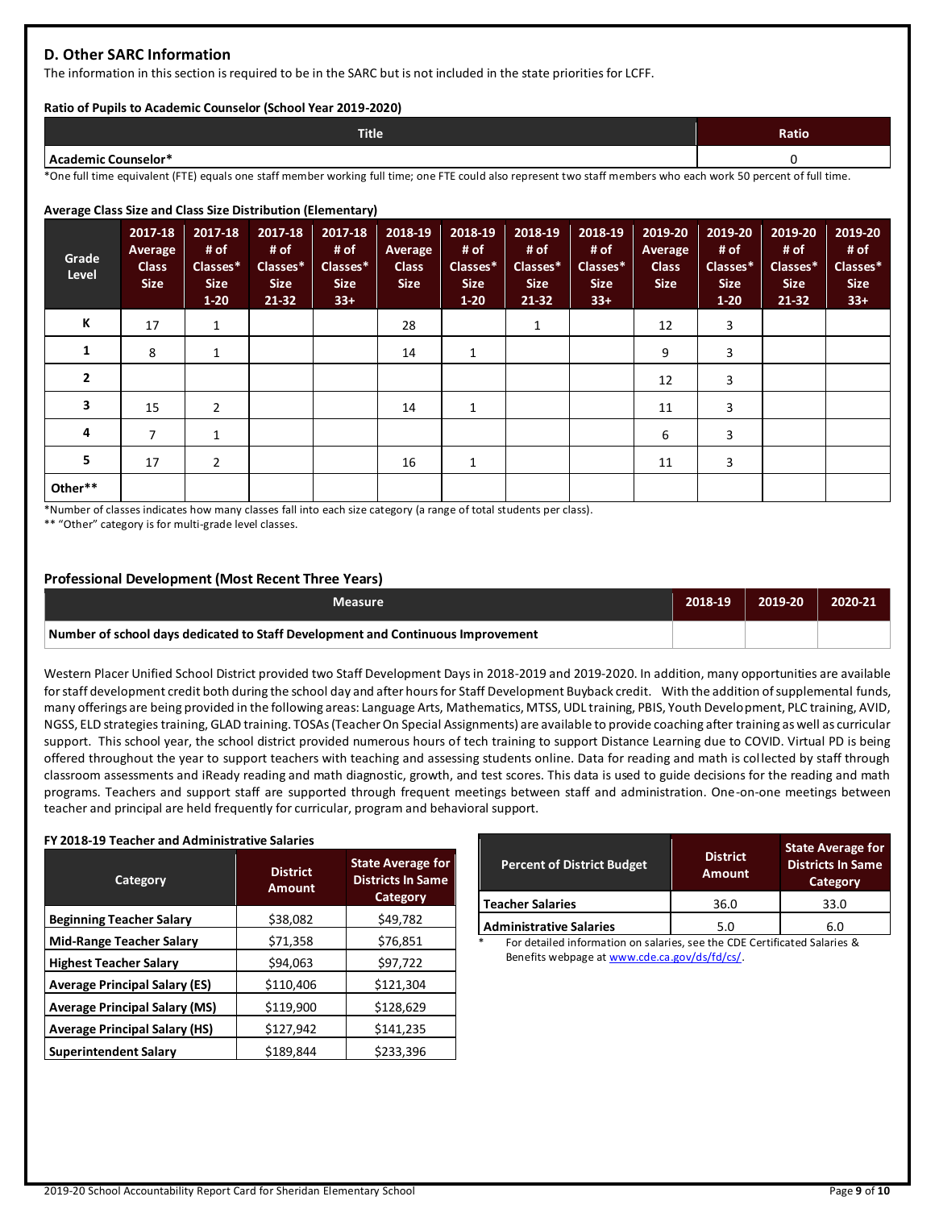## D. Other SARC Information

The information in this section is required to be in the SARC but is not included in the state priorities for LCFF.

**Ratio of Pupils to Academic Counselor (School Year 2019-2020)**

| Title | Ratio |
|---|---|
| **Academic Counselor*** | 0 |

*One full time equivalent (FTE) equals one staff member working full time; one FTE could also represent two staff members who each work 50 percent of full time.

**Average Class Size and Class Size Distribution (Elementary)**

| Grade Level | 2017-18 Average Class Size | 2017-18 # of Classes* Size 1-20 | 2017-18 # of Classes* Size 21-32 | 2017-18 # of Classes* Size 33+ | 2018-19 Average Class Size | 2018-19 # of Classes* Size 1-20 | 2018-19 # of Classes* Size 21-32 | 2018-19 # of Classes* Size 33+ | 2019-20 Average Class Size | 2019-20 # of Classes* Size 1-20 | 2019-20 # of Classes* Size 21-32 | 2019-20 # of Classes* Size 33+ |
|---|---|---|---|---|---|---|---|---|---|---|---|---|
| **K** | 17 | 1 | | | 28 | | 1 | | 12 | 3 | | |
| **1** | 8 | 1 | | | 14 | 1 | | | 9 | 3 | | |
| **2** | | | | | | | | | 12 | 3 | | |
| **3** | 15 | 2 | | | 14 | 1 | | | 11 | 3 | | |
| **4** | 7 | 1 | | | | | | | 6 | 3 | | |
| **5** | 17 | 2 | | | 16 | 1 | | | 11 | 3 | | |
| **Other**** | | | | | | | | | | | | |

*Number of classes indicates how many classes fall into each size category (a range of total students per class).

** "Other" category is for multi-grade level classes.

### Professional Development (Most Recent Three Years)

| Measure | 2018-19 | 2019-20 | 2020-21 |
|---|---|---|---|
| **Number of school days dedicated to Staff Development and Continuous Improvement** | | | |

Western Placer Unified School District provided two Staff Development Days in 2018-2019 and 2019-2020. In addition, many opportunities are available for staff development credit both during the school day and after hours for Staff Development Buyback credit. With the addition of supplemental funds, many offerings are being provided in the following areas: Language Arts, Mathematics, MTSS, UDL training, PBIS, Youth Development, PLC training, AVID, NGSS, ELD strategies training, GLAD training. TOSAs (Teacher On Special Assignments) are available to provide coaching after training as well as curricular support. This school year, the school district provided numerous hours of tech training to support Distance Learning due to COVID. Virtual PD is being offered throughout the year to support teachers with teaching and assessing students online. Data for reading and math is collected by staff through classroom assessments and iReady reading and math diagnostic, growth, and test scores. This data is used to guide decisions for the reading and math programs. Teachers and support staff are supported through frequent meetings between staff and administration. One-on-one meetings between teacher and principal are held frequently for curricular, program and behavioral support.

**FY 2018-19 Teacher and Administrative Salaries**

| Category | District Amount | State Average for Districts In Same Category |
|---|---|---|
| **Beginning Teacher Salary** | $38,082 | $49,782 |
| **Mid-Range Teacher Salary** | $71,358 | $76,851 |
| **Highest Teacher Salary** | $94,063 | $97,722 |
| **Average Principal Salary (ES)** | $110,406 | $121,304 |
| **Average Principal Salary (MS)** | $119,900 | $128,629 |
| **Average Principal Salary (HS)** | $127,942 | $141,235 |
| **Superintendent Salary** | $189,844 | $233,396 |

| Percent of District Budget | District Amount | State Average for Districts In Same Category |
|---|---|---|
| **Teacher Salaries** | 36.0 | 33.0 |
| **Administrative Salaries** | 5.0 | 6.0 |

\* For detailed information on salaries, see the CDE Certificated Salaries & Benefits webpage at www.cde.ca.gov/ds/fd/cs/.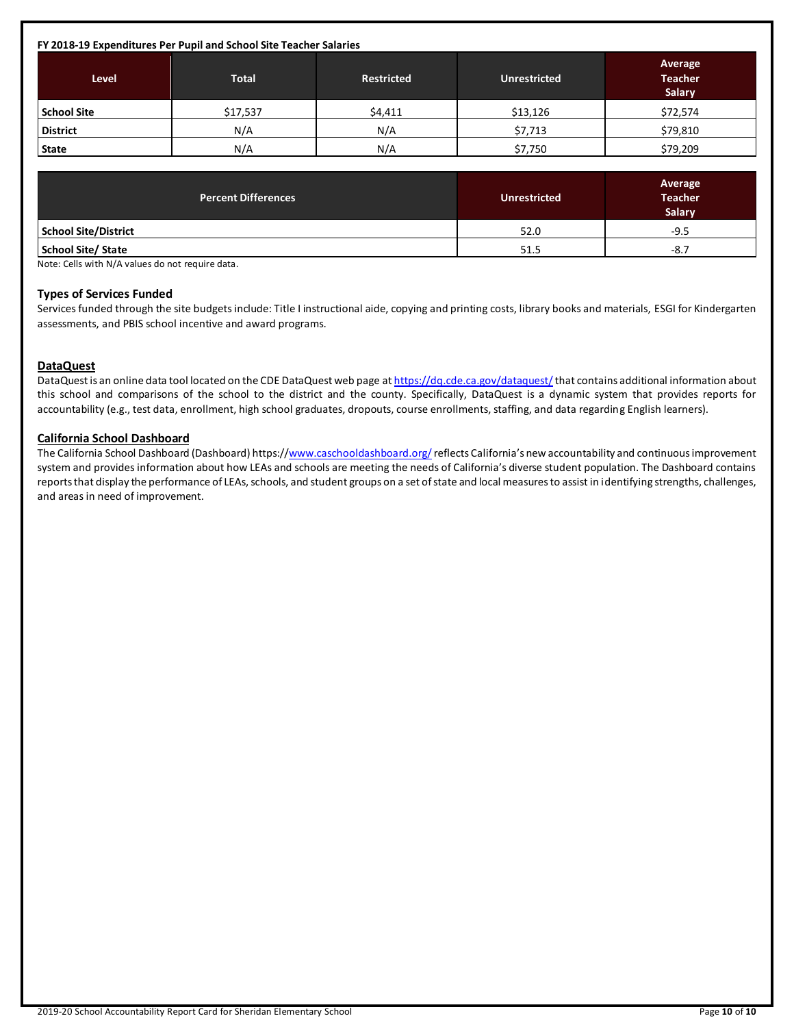**FY 2018-19 Expenditures Per Pupil and School Site Teacher Salaries**

| Level | Total | Restricted | Unrestricted | Average Teacher Salary |
|---|---|---|---|---|
| **School Site** | $17,537 | $4,411 | $13,126 | $72,574 |
| **District** | N/A | N/A | $7,713 | $79,810 |
| **State** | N/A | N/A | $7,750 | $79,209 |

| Percent Differences | Unrestricted | Average Teacher Salary |
|---|---|---|
| **School Site/District** | 52.0 | -9.5 |
| **School Site/ State** | 51.5 | -8.7 |

Note: Cells with N/A values do not require data.

### Types of Services Funded

Services funded through the site budgets include: Title I instructional aide, copying and printing costs, library books and materials, ESGI for Kindergarten assessments, and PBIS school incentive and award programs.

### DataQuest

DataQuest is an online data tool located on the CDE DataQuest web page at https://dq.cde.ca.gov/dataquest/ that contains additional information about this school and comparisons of the school to the district and the county. Specifically, DataQuest is a dynamic system that provides reports for accountability (e.g., test data, enrollment, high school graduates, dropouts, course enrollments, staffing, and data regarding English learners).

### California School Dashboard

The California School Dashboard (Dashboard) https://www.caschooldashboard.org/ reflects California's new accountability and continuous improvement system and provides information about how LEAs and schools are meeting the needs of California's diverse student population. The Dashboard contains reports that display the performance of LEAs, schools, and student groups on a set of state and local measures to assist in identifying strengths, challenges, and areas in need of improvement.